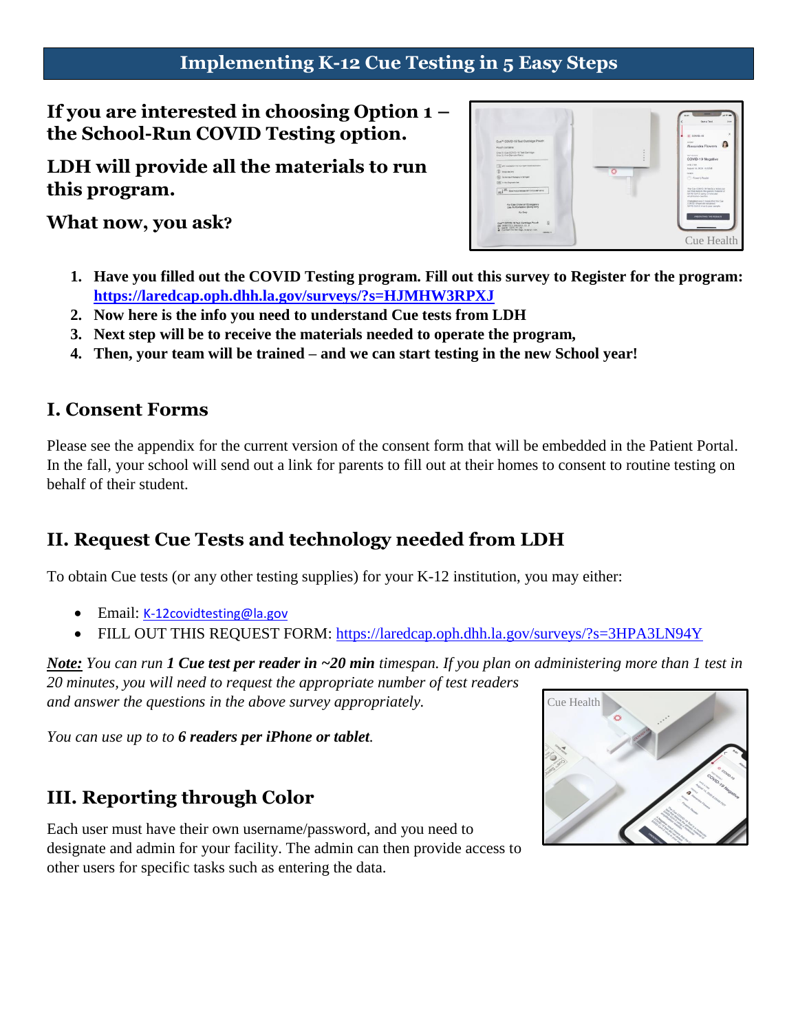# Implementing K-12 Cue Testing in 5 Easy Steps

**If you are interested in choosing Option 1 – the School-Run COVID Testing option.**

**LDH will provide all the materials to run this program.**

**What now, you ask?**

1. **Have you filled out the COVID Testing program. Fill out this survey to Register for the program: https://laredcap.oph.dhh.la.gov/surveys/?s=HJMHW3RPXJ**
2. **Now here is the info you need to understand Cue tests from LDH**
3. **Next step will be to receive the materials needed to operate the program,**
4. **Then, your team will be trained – and we can start testing in the new School year!**

## I. Consent Forms

Please see the appendix for the current version of the consent form that will be embedded in the Patient Portal. In the fall, your school will send out a link for parents to fill out at their homes to consent to routine testing on behalf of their student.

## II. Request Cue Tests and technology needed from LDH

To obtain Cue tests (or any other testing supplies) for your K-12 institution, you may either:

- Email: K-12covidtesting@la.gov
- FILL OUT THIS REQUEST FORM: https://laredcap.oph.dhh.la.gov/surveys/?s=3HPA3LN94Y

***Note:*** *You can run **1 Cue test per reader in ~20 min** timespan. If you plan on administering more than 1 test in 20 minutes, you will need to request the appropriate number of test readers and answer the questions in the above survey appropriately.*

*You can use up to to **6 readers per iPhone or tablet**.*

## III. Reporting through Color

Each user must have their own username/password, and you need to designate and admin for your facility. The admin can then provide access to other users for specific tasks such as entering the data.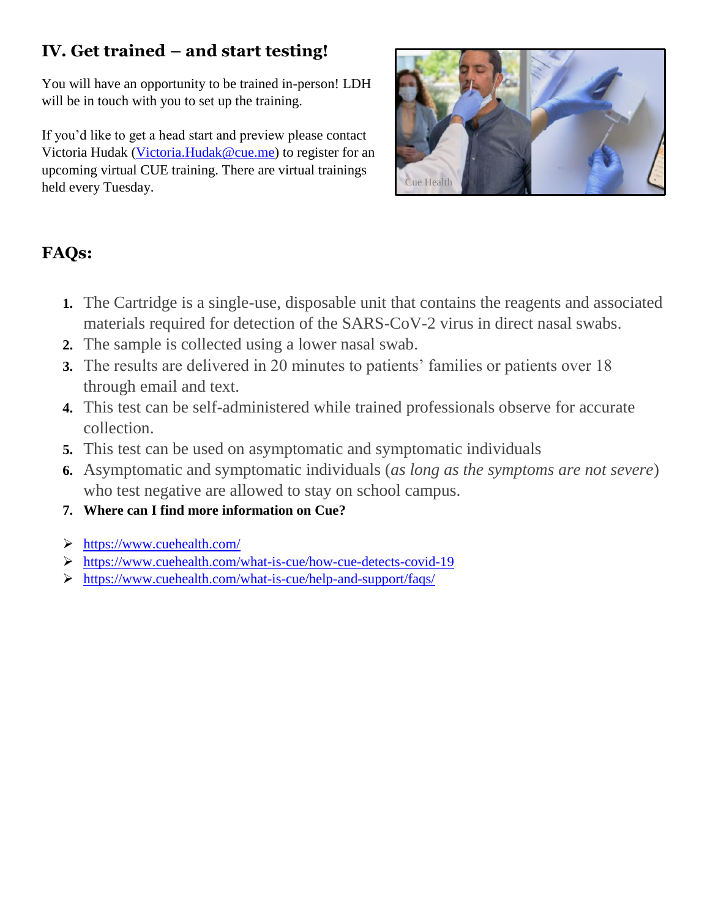## IV. Get trained – and start testing!

You will have an opportunity to be trained in-person! LDH will be in touch with you to set up the training.

If you'd like to get a head start and preview please contact Victoria Hudak (Victoria.Hudak@cue.me) to register for an upcoming virtual CUE training. There are virtual trainings held every Tuesday.

## FAQs:

1. The Cartridge is a single-use, disposable unit that contains the reagents and associated materials required for detection of the SARS-CoV-2 virus in direct nasal swabs.
2. The sample is collected using a lower nasal swab.
3. The results are delivered in 20 minutes to patients' families or patients over 18 through email and text.
4. This test can be self-administered while trained professionals observe for accurate collection.
5. This test can be used on asymptomatic and symptomatic individuals
6. Asymptomatic and symptomatic individuals (*as long as the symptoms are not severe*) who test negative are allowed to stay on school campus.
7. **Where can I find more information on Cue?**

- https://www.cuehealth.com/
- https://www.cuehealth.com/what-is-cue/how-cue-detects-covid-19
- https://www.cuehealth.com/what-is-cue/help-and-support/faqs/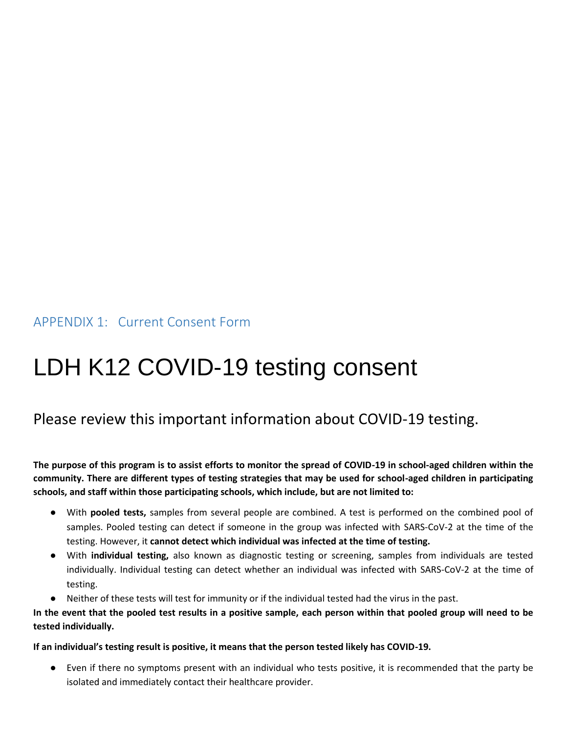## APPENDIX 1: Current Consent Form

# LDH K12 COVID-19 testing consent

## Please review this important information about COVID-19 testing.

**The purpose of this program is to assist efforts to monitor the spread of COVID-19 in school-aged children within the community. There are different types of testing strategies that may be used for school-aged children in participating schools, and staff within those participating schools, which include, but are not limited to:**

- With **pooled tests,** samples from several people are combined. A test is performed on the combined pool of samples. Pooled testing can detect if someone in the group was infected with SARS-CoV-2 at the time of the testing. However, it **cannot detect which individual was infected at the time of testing.**
- With **individual testing,** also known as diagnostic testing or screening, samples from individuals are tested individually. Individual testing can detect whether an individual was infected with SARS-CoV-2 at the time of testing.
- Neither of these tests will test for immunity or if the individual tested had the virus in the past.

**In the event that the pooled test results in a positive sample, each person within that pooled group will need to be tested individually.**

**If an individual's testing result is positive, it means that the person tested likely has COVID-19.**

- Even if there no symptoms present with an individual who tests positive, it is recommended that the party be isolated and immediately contact their healthcare provider.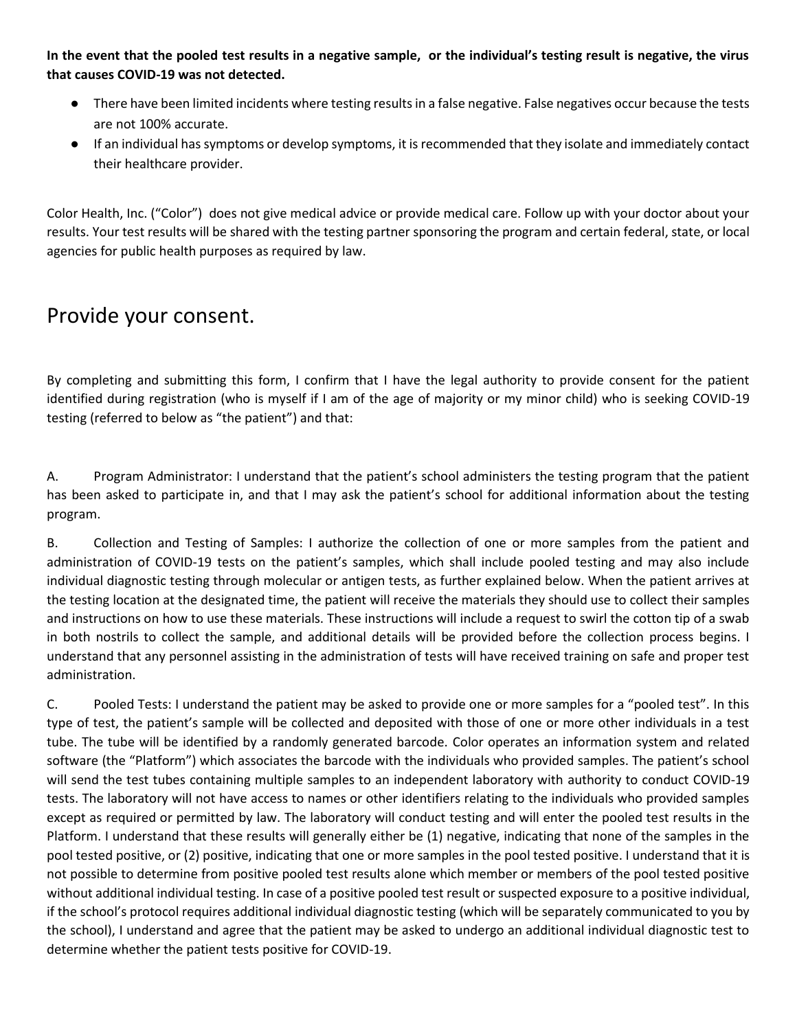**In the event that the pooled test results in a negative sample, or the individual's testing result is negative, the virus that causes COVID-19 was not detected.**

- There have been limited incidents where testing results in a false negative. False negatives occur because the tests are not 100% accurate.
- If an individual has symptoms or develop symptoms, it is recommended that they isolate and immediately contact their healthcare provider.

Color Health, Inc. ("Color") does not give medical advice or provide medical care. Follow up with your doctor about your results. Your test results will be shared with the testing partner sponsoring the program and certain federal, state, or local agencies for public health purposes as required by law.

# Provide your consent.

By completing and submitting this form, I confirm that I have the legal authority to provide consent for the patient identified during registration (who is myself if I am of the age of majority or my minor child) who is seeking COVID-19 testing (referred to below as "the patient") and that:

A. Program Administrator: I understand that the patient's school administers the testing program that the patient has been asked to participate in, and that I may ask the patient's school for additional information about the testing program.

B. Collection and Testing of Samples: I authorize the collection of one or more samples from the patient and administration of COVID-19 tests on the patient's samples, which shall include pooled testing and may also include individual diagnostic testing through molecular or antigen tests, as further explained below. When the patient arrives at the testing location at the designated time, the patient will receive the materials they should use to collect their samples and instructions on how to use these materials. These instructions will include a request to swirl the cotton tip of a swab in both nostrils to collect the sample, and additional details will be provided before the collection process begins. I understand that any personnel assisting in the administration of tests will have received training on safe and proper test administration.

C. Pooled Tests: I understand the patient may be asked to provide one or more samples for a "pooled test". In this type of test, the patient's sample will be collected and deposited with those of one or more other individuals in a test tube. The tube will be identified by a randomly generated barcode. Color operates an information system and related software (the "Platform") which associates the barcode with the individuals who provided samples. The patient's school will send the test tubes containing multiple samples to an independent laboratory with authority to conduct COVID-19 tests. The laboratory will not have access to names or other identifiers relating to the individuals who provided samples except as required or permitted by law. The laboratory will conduct testing and will enter the pooled test results in the Platform. I understand that these results will generally either be (1) negative, indicating that none of the samples in the pool tested positive, or (2) positive, indicating that one or more samples in the pool tested positive. I understand that it is not possible to determine from positive pooled test results alone which member or members of the pool tested positive without additional individual testing. In case of a positive pooled test result or suspected exposure to a positive individual, if the school's protocol requires additional individual diagnostic testing (which will be separately communicated to you by the school), I understand and agree that the patient may be asked to undergo an additional individual diagnostic test to determine whether the patient tests positive for COVID-19.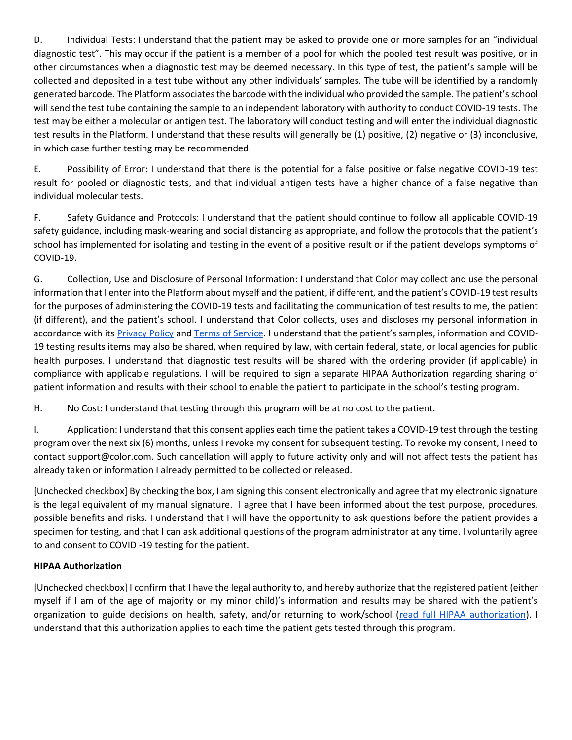D. Individual Tests: I understand that the patient may be asked to provide one or more samples for an "individual diagnostic test". This may occur if the patient is a member of a pool for which the pooled test result was positive, or in other circumstances when a diagnostic test may be deemed necessary. In this type of test, the patient's sample will be collected and deposited in a test tube without any other individuals' samples. The tube will be identified by a randomly generated barcode. The Platform associates the barcode with the individual who provided the sample. The patient's school will send the test tube containing the sample to an independent laboratory with authority to conduct COVID-19 tests. The test may be either a molecular or antigen test. The laboratory will conduct testing and will enter the individual diagnostic test results in the Platform. I understand that these results will generally be (1) positive, (2) negative or (3) inconclusive, in which case further testing may be recommended.

E. Possibility of Error: I understand that there is the potential for a false positive or false negative COVID-19 test result for pooled or diagnostic tests, and that individual antigen tests have a higher chance of a false negative than individual molecular tests.

F. Safety Guidance and Protocols: I understand that the patient should continue to follow all applicable COVID-19 safety guidance, including mask-wearing and social distancing as appropriate, and follow the protocols that the patient's school has implemented for isolating and testing in the event of a positive result or if the patient develops symptoms of COVID-19.

G. Collection, Use and Disclosure of Personal Information: I understand that Color may collect and use the personal information that I enter into the Platform about myself and the patient, if different, and the patient's COVID-19 test results for the purposes of administering the COVID-19 tests and facilitating the communication of test results to me, the patient (if different), and the patient's school. I understand that Color collects, uses and discloses my personal information in accordance with its Privacy Policy and Terms of Service. I understand that the patient's samples, information and COVID-19 testing results items may also be shared, when required by law, with certain federal, state, or local agencies for public health purposes. I understand that diagnostic test results will be shared with the ordering provider (if applicable) in compliance with applicable regulations. I will be required to sign a separate HIPAA Authorization regarding sharing of patient information and results with their school to enable the patient to participate in the school's testing program.

H. No Cost: I understand that testing through this program will be at no cost to the patient.

I. Application: I understand that this consent applies each time the patient takes a COVID-19 test through the testing program over the next six (6) months, unless I revoke my consent for subsequent testing. To revoke my consent, I need to contact support@color.com. Such cancellation will apply to future activity only and will not affect tests the patient has already taken or information I already permitted to be collected or released.

[Unchecked checkbox] By checking the box, I am signing this consent electronically and agree that my electronic signature is the legal equivalent of my manual signature. I agree that I have been informed about the test purpose, procedures, possible benefits and risks. I understand that I will have the opportunity to ask questions before the patient provides a specimen for testing, and that I can ask additional questions of the program administrator at any time. I voluntarily agree to and consent to COVID -19 testing for the patient.

**HIPAA Authorization**

[Unchecked checkbox] I confirm that I have the legal authority to, and hereby authorize that the registered patient (either myself if I am of the age of majority or my minor child)'s information and results may be shared with the patient's organization to guide decisions on health, safety, and/or returning to work/school (read full HIPAA authorization). I understand that this authorization applies to each time the patient gets tested through this program.